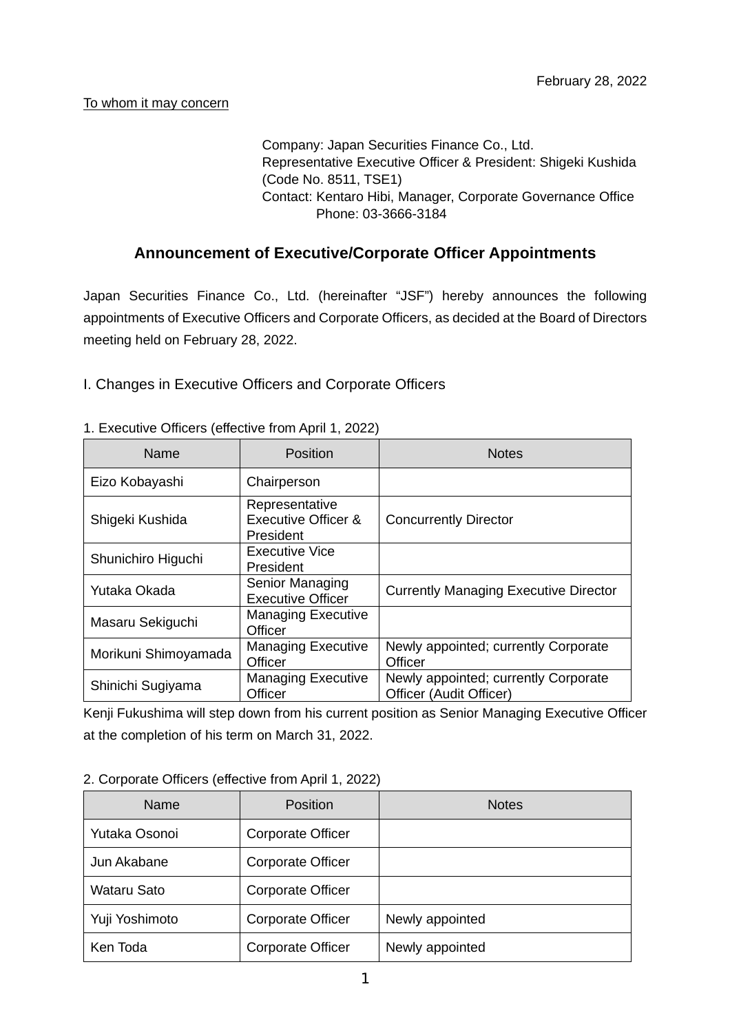February 28, 2022

To whom it may concern

Company: Japan Securities Finance Co., Ltd.
Representative Executive Officer & President: Shigeki Kushida
(Code No. 8511, TSE1)
Contact: Kentaro Hibi, Manager, Corporate Governance Office
Phone: 03-3666-3184

## Announcement of Executive/Corporate Officer Appointments

Japan Securities Finance Co., Ltd. (hereinafter "JSF") hereby announces the following appointments of Executive Officers and Corporate Officers, as decided at the Board of Directors meeting held on February 28, 2022.

### I. Changes in Executive Officers and Corporate Officers

1. Executive Officers (effective from April 1, 2022)

| Name | Position | Notes |
|---|---|---|
| Eizo Kobayashi | Chairperson | |
| Shigeki Kushida | Representative Executive Officer & President | Concurrently Director |
| Shunichiro Higuchi | Executive Vice President | |
| Yutaka Okada | Senior Managing Executive Officer | Currently Managing Executive Director |
| Masaru Sekiguchi | Managing Executive Officer | |
| Morikuni Shimoyamada | Managing Executive Officer | Newly appointed; currently Corporate Officer |
| Shinichi Sugiyama | Managing Executive Officer | Newly appointed; currently Corporate Officer (Audit Officer) |

Kenji Fukushima will step down from his current position as Senior Managing Executive Officer at the completion of his term on March 31, 2022.

2. Corporate Officers (effective from April 1, 2022)

| Name | Position | Notes |
|---|---|---|
| Yutaka Osonoi | Corporate Officer | |
| Jun Akabane | Corporate Officer | |
| Wataru Sato | Corporate Officer | |
| Yuji Yoshimoto | Corporate Officer | Newly appointed |
| Ken Toda | Corporate Officer | Newly appointed |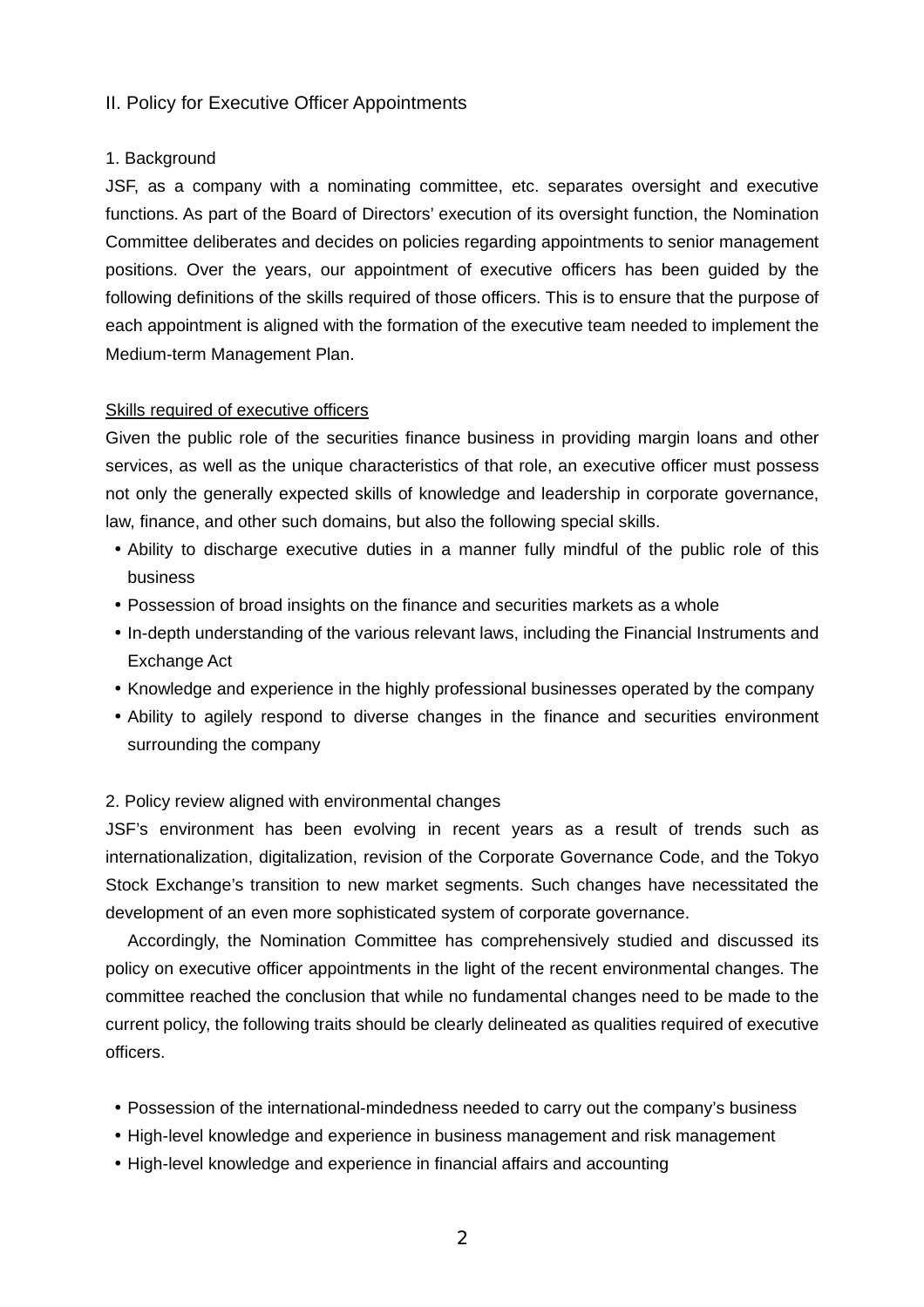## II. Policy for Executive Officer Appointments

### 1. Background

JSF, as a company with a nominating committee, etc. separates oversight and executive functions. As part of the Board of Directors' execution of its oversight function, the Nomination Committee deliberates and decides on policies regarding appointments to senior management positions. Over the years, our appointment of executive officers has been guided by the following definitions of the skills required of those officers. This is to ensure that the purpose of each appointment is aligned with the formation of the executive team needed to implement the Medium-term Management Plan.

<u>Skills required of executive officers</u>

Given the public role of the securities finance business in providing margin loans and other services, as well as the unique characteristics of that role, an executive officer must possess not only the generally expected skills of knowledge and leadership in corporate governance, law, finance, and other such domains, but also the following special skills.

- Ability to discharge executive duties in a manner fully mindful of the public role of this business
- Possession of broad insights on the finance and securities markets as a whole
- In-depth understanding of the various relevant laws, including the Financial Instruments and Exchange Act
- Knowledge and experience in the highly professional businesses operated by the company
- Ability to agilely respond to diverse changes in the finance and securities environment surrounding the company

### 2. Policy review aligned with environmental changes

JSF's environment has been evolving in recent years as a result of trends such as internationalization, digitalization, revision of the Corporate Governance Code, and the Tokyo Stock Exchange's transition to new market segments. Such changes have necessitated the development of an even more sophisticated system of corporate governance.

Accordingly, the Nomination Committee has comprehensively studied and discussed its policy on executive officer appointments in the light of the recent environmental changes. The committee reached the conclusion that while no fundamental changes need to be made to the current policy, the following traits should be clearly delineated as qualities required of executive officers.

- Possession of the international-mindedness needed to carry out the company's business
- High-level knowledge and experience in business management and risk management
- High-level knowledge and experience in financial affairs and accounting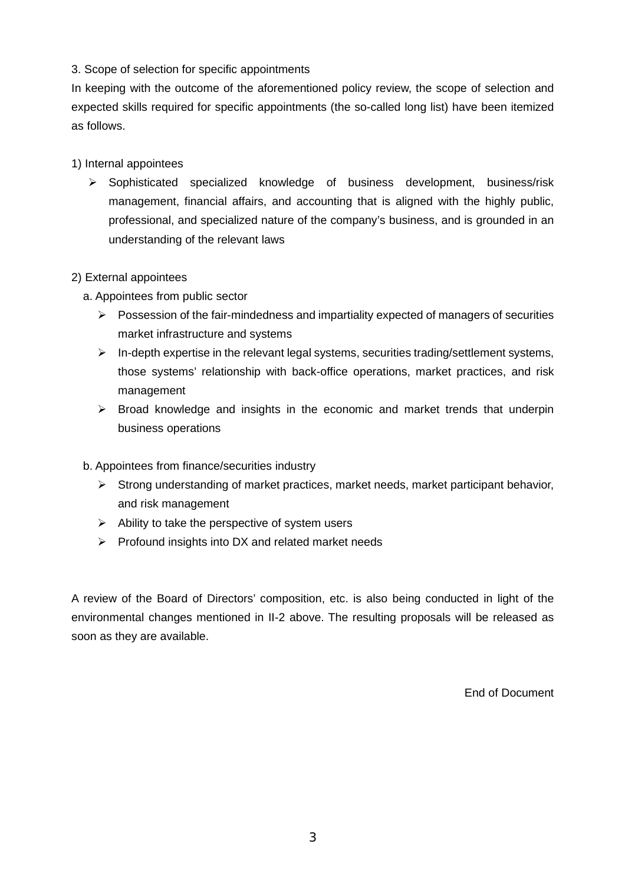3. Scope of selection for specific appointments

In keeping with the outcome of the aforementioned policy review, the scope of selection and expected skills required for specific appointments (the so-called long list) have been itemized as follows.

1) Internal appointees

- Sophisticated specialized knowledge of business development, business/risk management, financial affairs, and accounting that is aligned with the highly public, professional, and specialized nature of the company's business, and is grounded in an understanding of the relevant laws

2) External appointees

a. Appointees from public sector

- Possession of the fair-mindedness and impartiality expected of managers of securities market infrastructure and systems
- In-depth expertise in the relevant legal systems, securities trading/settlement systems, those systems' relationship with back-office operations, market practices, and risk management
- Broad knowledge and insights in the economic and market trends that underpin business operations

b. Appointees from finance/securities industry

- Strong understanding of market practices, market needs, market participant behavior, and risk management
- Ability to take the perspective of system users
- Profound insights into DX and related market needs

A review of the Board of Directors' composition, etc. is also being conducted in light of the environmental changes mentioned in II-2 above. The resulting proposals will be released as soon as they are available.

End of Document